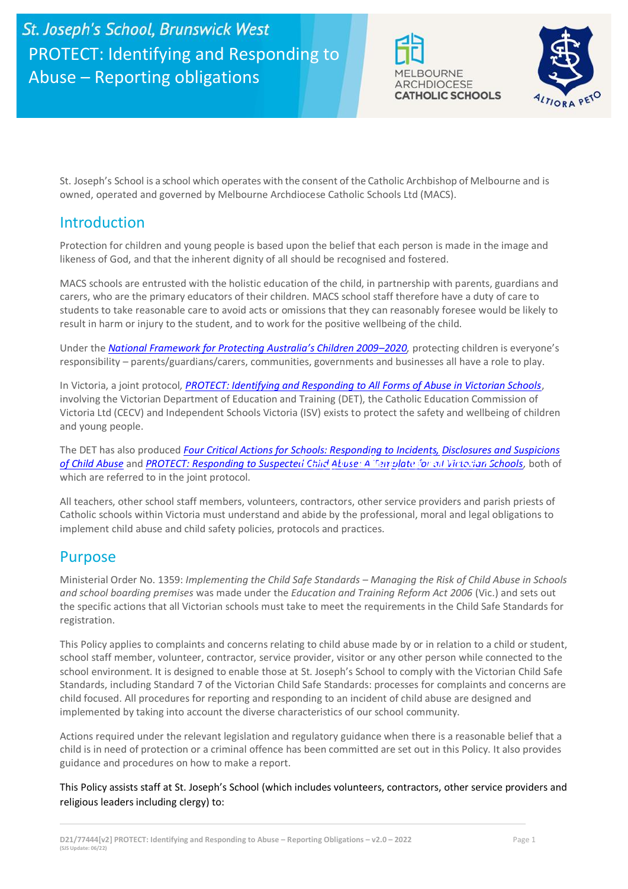# St. Joseph's School, Brunswick West
# PROTECT: Identifying and Responding to Abuse – Reporting obligations

St. Joseph's School is a school which operates with the consent of the Catholic Archbishop of Melbourne and is owned, operated and governed by Melbourne Archdiocese Catholic Schools Ltd (MACS).

## Introduction

Protection for children and young people is based upon the belief that each person is made in the image and likeness of God, and that the inherent dignity of all should be recognised and fostered.

MACS schools are entrusted with the holistic education of the child, in partnership with parents, guardians and carers, who are the primary educators of their children. MACS school staff therefore have a duty of care to students to take reasonable care to avoid acts or omissions that they can reasonably foresee would be likely to result in harm or injury to the student, and to work for the positive wellbeing of the child.

Under the *National Framework for Protecting Australia's Children 2009–2020*, protecting children is everyone's responsibility – parents/guardians/carers, communities, governments and businesses all have a role to play.

In Victoria, a joint protocol, *PROTECT: Identifying and Responding to All Forms of Abuse in Victorian Schools*, involving the Victorian Department of Education and Training (DET), the Catholic Education Commission of Victoria Ltd (CECV) and Independent Schools Victoria (ISV) exists to protect the safety and wellbeing of children and young people.

The DET has also produced *Four Critical Actions for Schools: Responding to Incidents, Disclosures and Suspicions of Child Abuse* and *PROTECT: Responding to Suspected Child Abuse: A Template for all Victorian Schools*, both of which are referred to in the joint protocol.

All teachers, other school staff members, volunteers, contractors, other service providers and parish priests of Catholic schools within Victoria must understand and abide by the professional, moral and legal obligations to implement child abuse and child safety policies, protocols and practices.

## Purpose

Ministerial Order No. 1359: *Implementing the Child Safe Standards – Managing the Risk of Child Abuse in Schools and school boarding premises* was made under the *Education and Training Reform Act 2006* (Vic.) and sets out the specific actions that all Victorian schools must take to meet the requirements in the Child Safe Standards for registration.

This Policy applies to complaints and concerns relating to child abuse made by or in relation to a child or student, school staff member, volunteer, contractor, service provider, visitor or any other person while connected to the school environment. It is designed to enable those at St. Joseph's School to comply with the Victorian Child Safe Standards, including Standard 7 of the Victorian Child Safe Standards: processes for complaints and concerns are child focused. All procedures for reporting and responding to an incident of child abuse are designed and implemented by taking into account the diverse characteristics of our school community.

Actions required under the relevant legislation and regulatory guidance when there is a reasonable belief that a child is in need of protection or a criminal offence has been committed are set out in this Policy. It also provides guidance and procedures on how to make a report.

This Policy assists staff at St. Joseph's School (which includes volunteers, contractors, other service providers and religious leaders including clergy) to: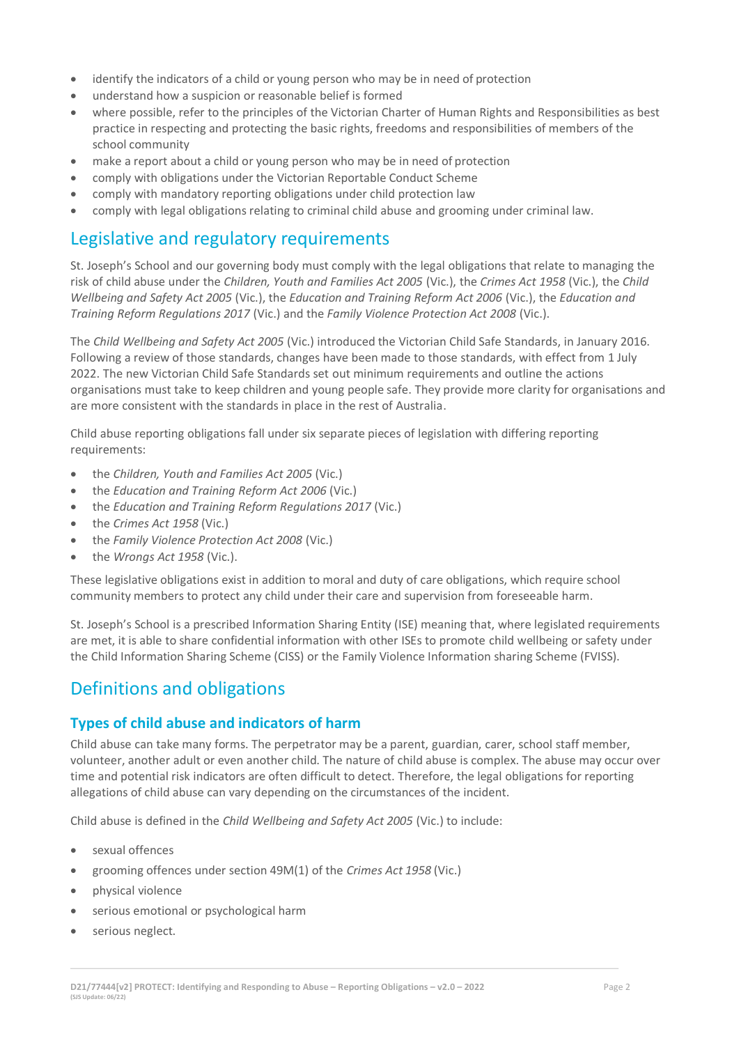- identify the indicators of a child or young person who may be in need of protection
- understand how a suspicion or reasonable belief is formed
- where possible, refer to the principles of the Victorian Charter of Human Rights and Responsibilities as best practice in respecting and protecting the basic rights, freedoms and responsibilities of members of the school community
- make a report about a child or young person who may be in need of protection
- comply with obligations under the Victorian Reportable Conduct Scheme
- comply with mandatory reporting obligations under child protection law
- comply with legal obligations relating to criminal child abuse and grooming under criminal law.

## Legislative and regulatory requirements

St. Joseph's School and our governing body must comply with the legal obligations that relate to managing the risk of child abuse under the *Children, Youth and Families Act 2005* (Vic.), the *Crimes Act 1958* (Vic.), the *Child Wellbeing and Safety Act 2005* (Vic.), the *Education and Training Reform Act 2006* (Vic.), the *Education and Training Reform Regulations 2017* (Vic.) and the *Family Violence Protection Act 2008* (Vic.).

The *Child Wellbeing and Safety Act 2005* (Vic.) introduced the Victorian Child Safe Standards, in January 2016. Following a review of those standards, changes have been made to those standards, with effect from 1 July 2022. The new Victorian Child Safe Standards set out minimum requirements and outline the actions organisations must take to keep children and young people safe. They provide more clarity for organisations and are more consistent with the standards in place in the rest of Australia.

Child abuse reporting obligations fall under six separate pieces of legislation with differing reporting requirements:

- the *Children, Youth and Families Act 2005* (Vic.)
- the *Education and Training Reform Act 2006* (Vic.)
- the *Education and Training Reform Regulations 2017* (Vic.)
- the *Crimes Act 1958* (Vic.)
- the *Family Violence Protection Act 2008* (Vic.)
- the *Wrongs Act 1958* (Vic.).

These legislative obligations exist in addition to moral and duty of care obligations, which require school community members to protect any child under their care and supervision from foreseeable harm.

St. Joseph's School is a prescribed Information Sharing Entity (ISE) meaning that, where legislated requirements are met, it is able to share confidential information with other ISEs to promote child wellbeing or safety under the Child Information Sharing Scheme (CISS) or the Family Violence Information sharing Scheme (FVISS).

## Definitions and obligations

### Types of child abuse and indicators of harm

Child abuse can take many forms. The perpetrator may be a parent, guardian, carer, school staff member, volunteer, another adult or even another child. The nature of child abuse is complex. The abuse may occur over time and potential risk indicators are often difficult to detect. Therefore, the legal obligations for reporting allegations of child abuse can vary depending on the circumstances of the incident.

Child abuse is defined in the *Child Wellbeing and Safety Act 2005* (Vic.) to include:

- sexual offences
- grooming offences under section 49M(1) of the *Crimes Act 1958* (Vic.)
- physical violence
- serious emotional or psychological harm
- serious neglect.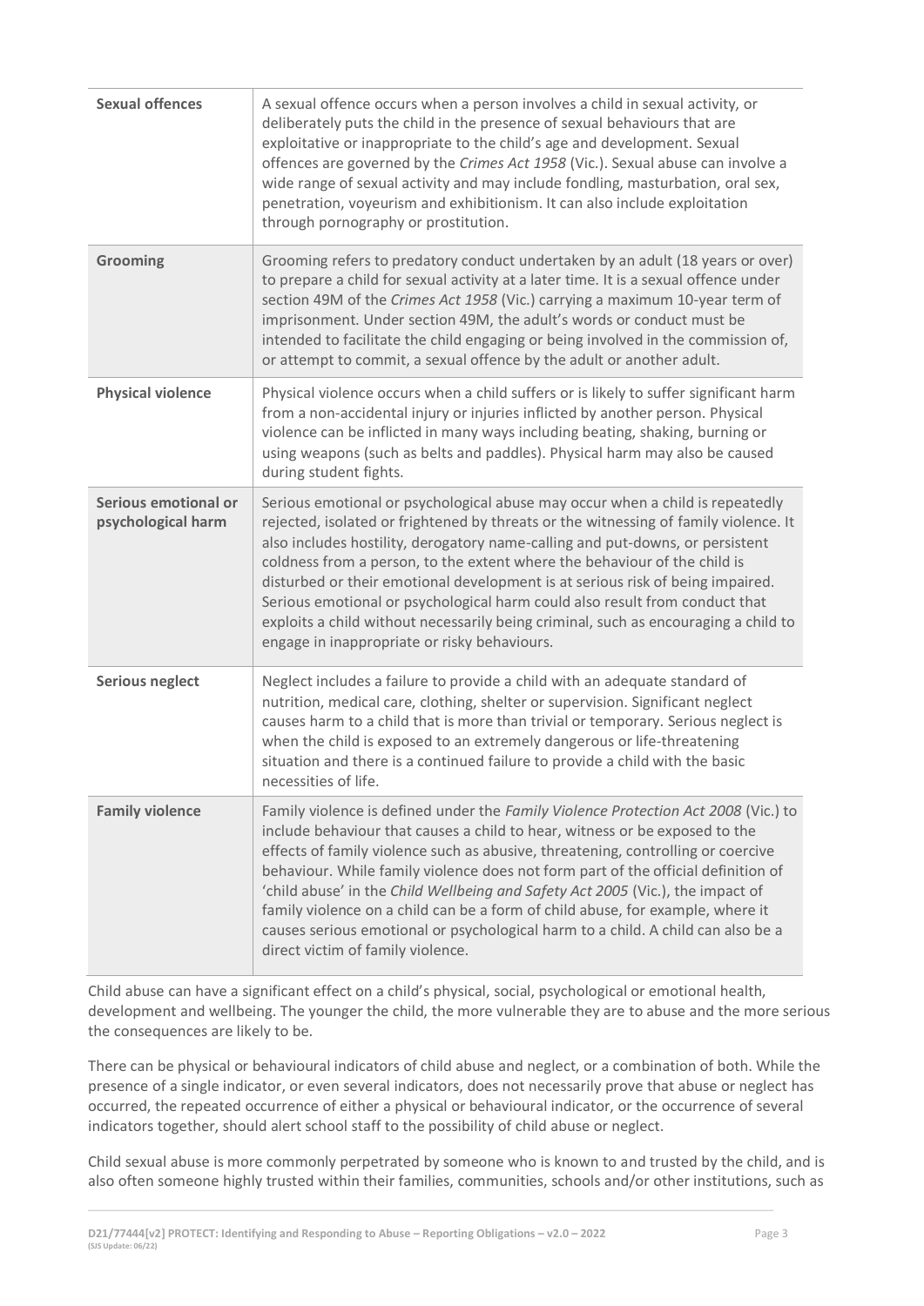| | |
|---|---|
| **Sexual offences** | A sexual offence occurs when a person involves a child in sexual activity, or deliberately puts the child in the presence of sexual behaviours that are exploitative or inappropriate to the child's age and development. Sexual offences are governed by the *Crimes Act 1958* (Vic.). Sexual abuse can involve a wide range of sexual activity and may include fondling, masturbation, oral sex, penetration, voyeurism and exhibitionism. It can also include exploitation through pornography or prostitution. |
| **Grooming** | Grooming refers to predatory conduct undertaken by an adult (18 years or over) to prepare a child for sexual activity at a later time. It is a sexual offence under section 49M of the *Crimes Act 1958* (Vic.) carrying a maximum 10-year term of imprisonment. Under section 49M, the adult's words or conduct must be intended to facilitate the child engaging or being involved in the commission of, or attempt to commit, a sexual offence by the adult or another adult. |
| **Physical violence** | Physical violence occurs when a child suffers or is likely to suffer significant harm from a non-accidental injury or injuries inflicted by another person. Physical violence can be inflicted in many ways including beating, shaking, burning or using weapons (such as belts and paddles). Physical harm may also be caused during student fights. |
| **Serious emotional or psychological harm** | Serious emotional or psychological abuse may occur when a child is repeatedly rejected, isolated or frightened by threats or the witnessing of family violence. It also includes hostility, derogatory name-calling and put-downs, or persistent coldness from a person, to the extent where the behaviour of the child is disturbed or their emotional development is at serious risk of being impaired. Serious emotional or psychological harm could also result from conduct that exploits a child without necessarily being criminal, such as encouraging a child to engage in inappropriate or risky behaviours. |
| **Serious neglect** | Neglect includes a failure to provide a child with an adequate standard of nutrition, medical care, clothing, shelter or supervision. Significant neglect causes harm to a child that is more than trivial or temporary. Serious neglect is when the child is exposed to an extremely dangerous or life-threatening situation and there is a continued failure to provide a child with the basic necessities of life. |
| **Family violence** | Family violence is defined under the *Family Violence Protection Act 2008* (Vic.) to include behaviour that causes a child to hear, witness or be exposed to the effects of family violence such as abusive, threatening, controlling or coercive behaviour. While family violence does not form part of the official definition of 'child abuse' in the *Child Wellbeing and Safety Act 2005* (Vic.), the impact of family violence on a child can be a form of child abuse, for example, where it causes serious emotional or psychological harm to a child. A child can also be a direct victim of family violence. |

Child abuse can have a significant effect on a child's physical, social, psychological or emotional health, development and wellbeing. The younger the child, the more vulnerable they are to abuse and the more serious the consequences are likely to be.

There can be physical or behavioural indicators of child abuse and neglect, or a combination of both. While the presence of a single indicator, or even several indicators, does not necessarily prove that abuse or neglect has occurred, the repeated occurrence of either a physical or behavioural indicator, or the occurrence of several indicators together, should alert school staff to the possibility of child abuse or neglect.

Child sexual abuse is more commonly perpetrated by someone who is known to and trusted by the child, and is also often someone highly trusted within their families, communities, schools and/or other institutions, such as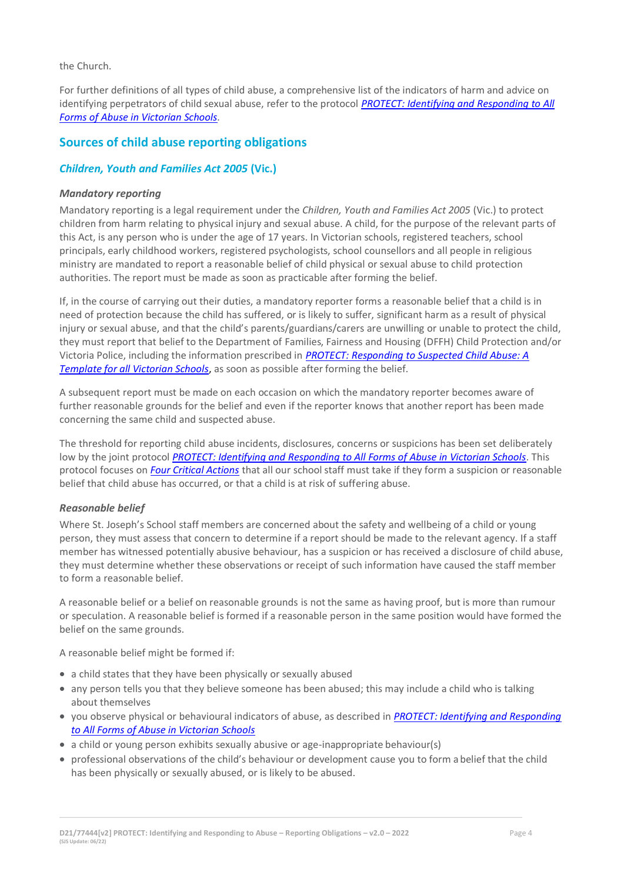the Church.

For further definitions of all types of child abuse, a comprehensive list of the indicators of harm and advice on identifying perpetrators of child sexual abuse, refer to the protocol *PROTECT: Identifying and Responding to All Forms of Abuse in Victorian Schools*.

## Sources of child abuse reporting obligations

### *Children, Youth and Families Act 2005* (Vic.)

#### *Mandatory reporting*

Mandatory reporting is a legal requirement under the *Children, Youth and Families Act 2005* (Vic.) to protect children from harm relating to physical injury and sexual abuse. A child, for the purpose of the relevant parts of this Act, is any person who is under the age of 17 years. In Victorian schools, registered teachers, school principals, early childhood workers, registered psychologists, school counsellors and all people in religious ministry are mandated to report a reasonable belief of child physical or sexual abuse to child protection authorities. The report must be made as soon as practicable after forming the belief.

If, in the course of carrying out their duties, a mandatory reporter forms a reasonable belief that a child is in need of protection because the child has suffered, or is likely to suffer, significant harm as a result of physical injury or sexual abuse, and that the child's parents/guardians/carers are unwilling or unable to protect the child, they must report that belief to the Department of Families, Fairness and Housing (DFFH) Child Protection and/or Victoria Police, including the information prescribed in *PROTECT: Responding to Suspected Child Abuse: A Template for all Victorian Schools*, as soon as possible after forming the belief.

A subsequent report must be made on each occasion on which the mandatory reporter becomes aware of further reasonable grounds for the belief and even if the reporter knows that another report has been made concerning the same child and suspected abuse.

The threshold for reporting child abuse incidents, disclosures, concerns or suspicions has been set deliberately low by the joint protocol *PROTECT: Identifying and Responding to All Forms of Abuse in Victorian Schools*. This protocol focuses on *Four Critical Actions* that all our school staff must take if they form a suspicion or reasonable belief that child abuse has occurred, or that a child is at risk of suffering abuse.

#### *Reasonable belief*

Where St. Joseph's School staff members are concerned about the safety and wellbeing of a child or young person, they must assess that concern to determine if a report should be made to the relevant agency. If a staff member has witnessed potentially abusive behaviour, has a suspicion or has received a disclosure of child abuse, they must determine whether these observations or receipt of such information have caused the staff member to form a reasonable belief.

A reasonable belief or a belief on reasonable grounds is not the same as having proof, but is more than rumour or speculation. A reasonable belief is formed if a reasonable person in the same position would have formed the belief on the same grounds.

A reasonable belief might be formed if:

- a child states that they have been physically or sexually abused
- any person tells you that they believe someone has been abused; this may include a child who is talking about themselves
- you observe physical or behavioural indicators of abuse, as described in *PROTECT: Identifying and Responding to All Forms of Abuse in Victorian Schools*
- a child or young person exhibits sexually abusive or age-inappropriate behaviour(s)
- professional observations of the child's behaviour or development cause you to form a belief that the child has been physically or sexually abused, or is likely to be abused.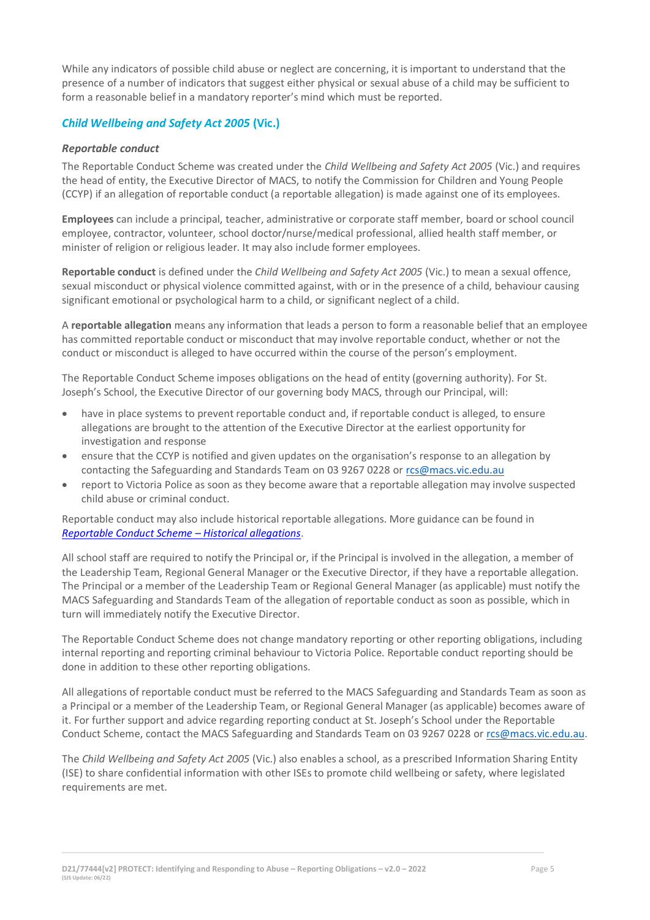While any indicators of possible child abuse or neglect are concerning, it is important to understand that the presence of a number of indicators that suggest either physical or sexual abuse of a child may be sufficient to form a reasonable belief in a mandatory reporter's mind which must be reported.

## *Child Wellbeing and Safety Act 2005* (Vic.)

### *Reportable conduct*

The Reportable Conduct Scheme was created under the *Child Wellbeing and Safety Act 2005* (Vic.) and requires the head of entity, the Executive Director of MACS, to notify the Commission for Children and Young People (CCYP) if an allegation of reportable conduct (a reportable allegation) is made against one of its employees.

**Employees** can include a principal, teacher, administrative or corporate staff member, board or school council employee, contractor, volunteer, school doctor/nurse/medical professional, allied health staff member, or minister of religion or religious leader. It may also include former employees.

**Reportable conduct** is defined under the *Child Wellbeing and Safety Act 2005* (Vic.) to mean a sexual offence, sexual misconduct or physical violence committed against, with or in the presence of a child, behaviour causing significant emotional or psychological harm to a child, or significant neglect of a child.

A **reportable allegation** means any information that leads a person to form a reasonable belief that an employee has committed reportable conduct or misconduct that may involve reportable conduct, whether or not the conduct or misconduct is alleged to have occurred within the course of the person's employment.

The Reportable Conduct Scheme imposes obligations on the head of entity (governing authority). For St. Joseph's School, the Executive Director of our governing body MACS, through our Principal, will:

- have in place systems to prevent reportable conduct and, if reportable conduct is alleged, to ensure allegations are brought to the attention of the Executive Director at the earliest opportunity for investigation and response
- ensure that the CCYP is notified and given updates on the organisation's response to an allegation by contacting the Safeguarding and Standards Team on 03 9267 0228 or rcs@macs.vic.edu.au
- report to Victoria Police as soon as they become aware that a reportable allegation may involve suspected child abuse or criminal conduct.

Reportable conduct may also include historical reportable allegations. More guidance can be found in *Reportable Conduct Scheme – Historical allegations*.

All school staff are required to notify the Principal or, if the Principal is involved in the allegation, a member of the Leadership Team, Regional General Manager or the Executive Director, if they have a reportable allegation. The Principal or a member of the Leadership Team or Regional General Manager (as applicable) must notify the MACS Safeguarding and Standards Team of the allegation of reportable conduct as soon as possible, which in turn will immediately notify the Executive Director.

The Reportable Conduct Scheme does not change mandatory reporting or other reporting obligations, including internal reporting and reporting criminal behaviour to Victoria Police. Reportable conduct reporting should be done in addition to these other reporting obligations.

All allegations of reportable conduct must be referred to the MACS Safeguarding and Standards Team as soon as a Principal or a member of the Leadership Team, or Regional General Manager (as applicable) becomes aware of it. For further support and advice regarding reporting conduct at St. Joseph's School under the Reportable Conduct Scheme, contact the MACS Safeguarding and Standards Team on 03 9267 0228 or rcs@macs.vic.edu.au.

The *Child Wellbeing and Safety Act 2005* (Vic.) also enables a school, as a prescribed Information Sharing Entity (ISE) to share confidential information with other ISEs to promote child wellbeing or safety, where legislated requirements are met.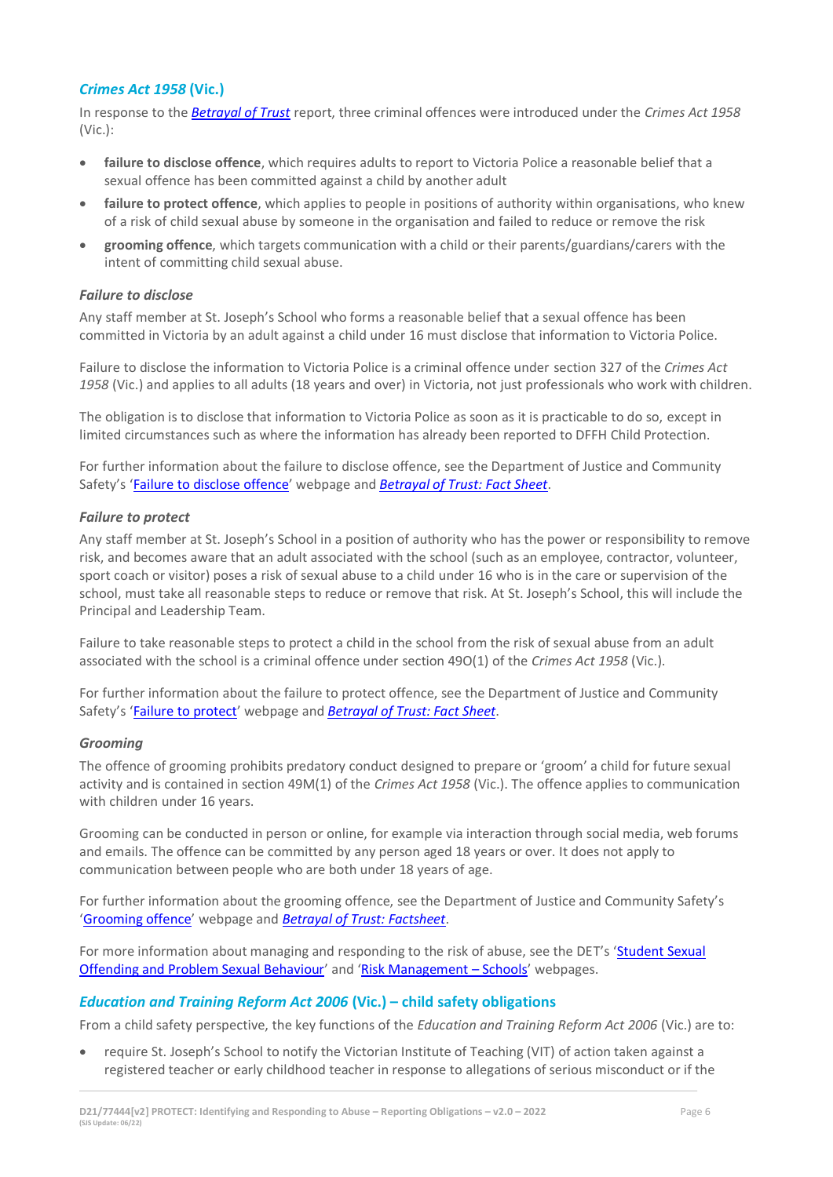### *Crimes Act 1958* (Vic.)

In response to the *Betrayal of Trust* report, three criminal offences were introduced under the *Crimes Act 1958* (Vic.):

- **failure to disclose offence**, which requires adults to report to Victoria Police a reasonable belief that a sexual offence has been committed against a child by another adult
- **failure to protect offence**, which applies to people in positions of authority within organisations, who knew of a risk of child sexual abuse by someone in the organisation and failed to reduce or remove the risk
- **grooming offence**, which targets communication with a child or their parents/guardians/carers with the intent of committing child sexual abuse.

#### *Failure to disclose*

Any staff member at St. Joseph's School who forms a reasonable belief that a sexual offence has been committed in Victoria by an adult against a child under 16 must disclose that information to Victoria Police.

Failure to disclose the information to Victoria Police is a criminal offence under section 327 of the *Crimes Act 1958* (Vic.) and applies to all adults (18 years and over) in Victoria, not just professionals who work with children.

The obligation is to disclose that information to Victoria Police as soon as it is practicable to do so, except in limited circumstances such as where the information has already been reported to DFFH Child Protection.

For further information about the failure to disclose offence, see the Department of Justice and Community Safety's 'Failure to disclose offence' webpage and *Betrayal of Trust: Fact Sheet*.

#### *Failure to protect*

Any staff member at St. Joseph's School in a position of authority who has the power or responsibility to remove risk, and becomes aware that an adult associated with the school (such as an employee, contractor, volunteer, sport coach or visitor) poses a risk of sexual abuse to a child under 16 who is in the care or supervision of the school, must take all reasonable steps to reduce or remove that risk. At St. Joseph's School, this will include the Principal and Leadership Team.

Failure to take reasonable steps to protect a child in the school from the risk of sexual abuse from an adult associated with the school is a criminal offence under section 49O(1) of the *Crimes Act 1958* (Vic.).

For further information about the failure to protect offence, see the Department of Justice and Community Safety's 'Failure to protect' webpage and *Betrayal of Trust: Fact Sheet*.

#### *Grooming*

The offence of grooming prohibits predatory conduct designed to prepare or 'groom' a child for future sexual activity and is contained in section 49M(1) of the *Crimes Act 1958* (Vic.). The offence applies to communication with children under 16 years.

Grooming can be conducted in person or online, for example via interaction through social media, web forums and emails. The offence can be committed by any person aged 18 years or over. It does not apply to communication between people who are both under 18 years of age.

For further information about the grooming offence, see the Department of Justice and Community Safety's 'Grooming offence' webpage and *Betrayal of Trust: Factsheet*.

For more information about managing and responding to the risk of abuse, see the DET's 'Student Sexual Offending and Problem Sexual Behaviour' and 'Risk Management – Schools' webpages.

### *Education and Training Reform Act 2006* (Vic.) – child safety obligations

From a child safety perspective, the key functions of the *Education and Training Reform Act 2006* (Vic.) are to:

- require St. Joseph's School to notify the Victorian Institute of Teaching (VIT) of action taken against a registered teacher or early childhood teacher in response to allegations of serious misconduct or if the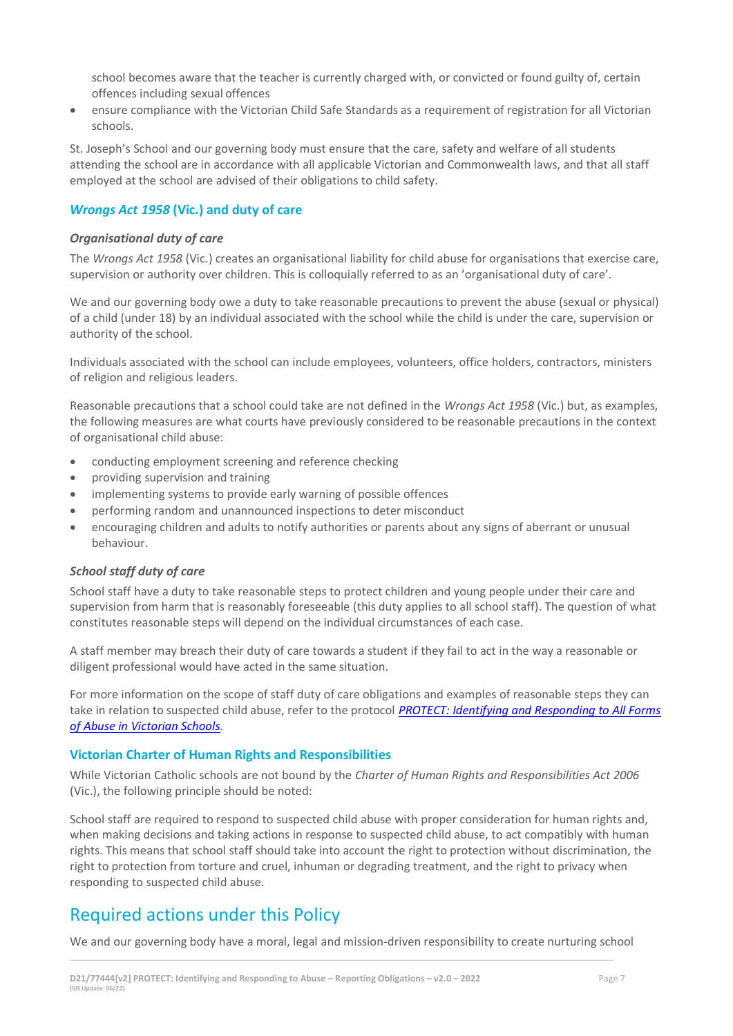school becomes aware that the teacher is currently charged with, or convicted or found guilty of, certain offences including sexual offences

- ensure compliance with the Victorian Child Safe Standards as a requirement of registration for all Victorian schools.

St. Joseph's School and our governing body must ensure that the care, safety and welfare of all students attending the school are in accordance with all applicable Victorian and Commonwealth laws, and that all staff employed at the school are advised of their obligations to child safety.

### *Wrongs Act 1958* (Vic.) and duty of care

#### *Organisational duty of care*

The *Wrongs Act 1958* (Vic.) creates an organisational liability for child abuse for organisations that exercise care, supervision or authority over children. This is colloquially referred to as an 'organisational duty of care'.

We and our governing body owe a duty to take reasonable precautions to prevent the abuse (sexual or physical) of a child (under 18) by an individual associated with the school while the child is under the care, supervision or authority of the school.

Individuals associated with the school can include employees, volunteers, office holders, contractors, ministers of religion and religious leaders.

Reasonable precautions that a school could take are not defined in the *Wrongs Act 1958* (Vic.) but, as examples, the following measures are what courts have previously considered to be reasonable precautions in the context of organisational child abuse:

- conducting employment screening and reference checking
- providing supervision and training
- implementing systems to provide early warning of possible offences
- performing random and unannounced inspections to deter misconduct
- encouraging children and adults to notify authorities or parents about any signs of aberrant or unusual behaviour.

#### *School staff duty of care*

School staff have a duty to take reasonable steps to protect children and young people under their care and supervision from harm that is reasonably foreseeable (this duty applies to all school staff). The question of what constitutes reasonable steps will depend on the individual circumstances of each case.

A staff member may breach their duty of care towards a student if they fail to act in the way a reasonable or diligent professional would have acted in the same situation.

For more information on the scope of staff duty of care obligations and examples of reasonable steps they can take in relation to suspected child abuse, refer to the protocol *PROTECT: Identifying and Responding to All Forms of Abuse in Victorian Schools*.

### Victorian Charter of Human Rights and Responsibilities

While Victorian Catholic schools are not bound by the *Charter of Human Rights and Responsibilities Act 2006* (Vic.), the following principle should be noted:

School staff are required to respond to suspected child abuse with proper consideration for human rights and, when making decisions and taking actions in response to suspected child abuse, to act compatibly with human rights. This means that school staff should take into account the right to protection without discrimination, the right to protection from torture and cruel, inhuman or degrading treatment, and the right to privacy when responding to suspected child abuse.

## Required actions under this Policy

We and our governing body have a moral, legal and mission-driven responsibility to create nurturing school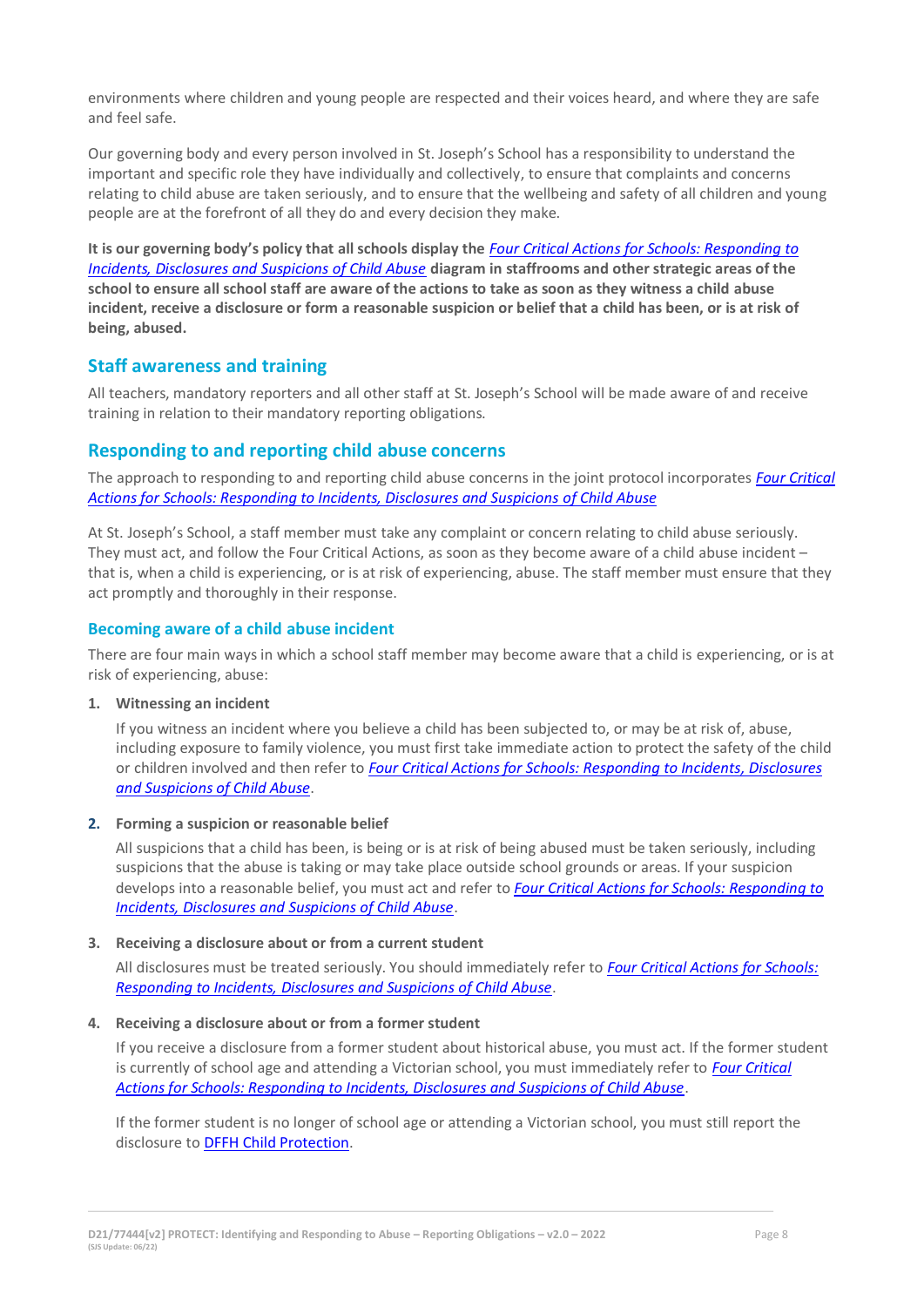environments where children and young people are respected and their voices heard, and where they are safe and feel safe.

Our governing body and every person involved in St. Joseph's School has a responsibility to understand the important and specific role they have individually and collectively, to ensure that complaints and concerns relating to child abuse are taken seriously, and to ensure that the wellbeing and safety of all children and young people are at the forefront of all they do and every decision they make.

**It is our governing body's policy that all schools display the *Four Critical Actions for Schools: Responding to Incidents, Disclosures and Suspicions of Child Abuse* diagram in staffrooms and other strategic areas of the school to ensure all school staff are aware of the actions to take as soon as they witness a child abuse incident, receive a disclosure or form a reasonable suspicion or belief that a child has been, or is at risk of being, abused.**

## Staff awareness and training

All teachers, mandatory reporters and all other staff at St. Joseph's School will be made aware of and receive training in relation to their mandatory reporting obligations.

## Responding to and reporting child abuse concerns

The approach to responding to and reporting child abuse concerns in the joint protocol incorporates *Four Critical Actions for Schools: Responding to Incidents, Disclosures and Suspicions of Child Abuse*

At St. Joseph's School, a staff member must take any complaint or concern relating to child abuse seriously. They must act, and follow the Four Critical Actions, as soon as they become aware of a child abuse incident – that is, when a child is experiencing, or is at risk of experiencing, abuse. The staff member must ensure that they act promptly and thoroughly in their response.

### Becoming aware of a child abuse incident

There are four main ways in which a school staff member may become aware that a child is experiencing, or is at risk of experiencing, abuse:

1. **Witnessing an incident**

   If you witness an incident where you believe a child has been subjected to, or may be at risk of, abuse, including exposure to family violence, you must first take immediate action to protect the safety of the child or children involved and then refer to *Four Critical Actions for Schools: Responding to Incidents, Disclosures and Suspicions of Child Abuse*.

2. **Forming a suspicion or reasonable belief**

   All suspicions that a child has been, is being or is at risk of being abused must be taken seriously, including suspicions that the abuse is taking or may take place outside school grounds or areas. If your suspicion develops into a reasonable belief, you must act and refer to *Four Critical Actions for Schools: Responding to Incidents, Disclosures and Suspicions of Child Abuse*.

3. **Receiving a disclosure about or from a current student**

   All disclosures must be treated seriously. You should immediately refer to *Four Critical Actions for Schools: Responding to Incidents, Disclosures and Suspicions of Child Abuse*.

4. **Receiving a disclosure about or from a former student**

   If you receive a disclosure from a former student about historical abuse, you must act. If the former student is currently of school age and attending a Victorian school, you must immediately refer to *Four Critical Actions for Schools: Responding to Incidents, Disclosures and Suspicions of Child Abuse*.

   If the former student is no longer of school age or attending a Victorian school, you must still report the disclosure to DFFH Child Protection.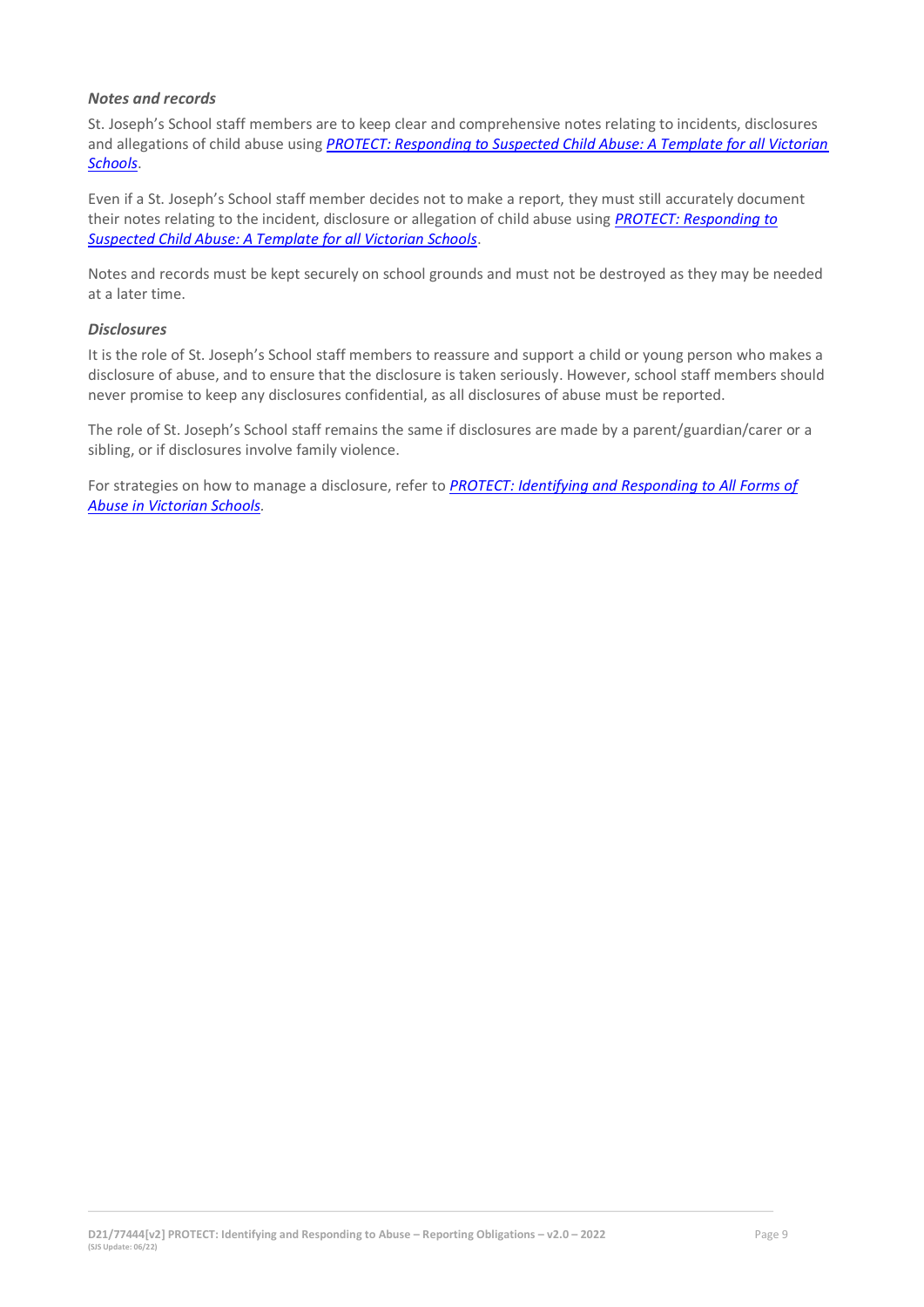### *Notes and records*

St. Joseph's School staff members are to keep clear and comprehensive notes relating to incidents, disclosures and allegations of child abuse using *PROTECT: Responding to Suspected Child Abuse: A Template for all Victorian Schools*.

Even if a St. Joseph's School staff member decides not to make a report, they must still accurately document their notes relating to the incident, disclosure or allegation of child abuse using *PROTECT: Responding to Suspected Child Abuse: A Template for all Victorian Schools*.

Notes and records must be kept securely on school grounds and must not be destroyed as they may be needed at a later time.

### *Disclosures*

It is the role of St. Joseph's School staff members to reassure and support a child or young person who makes a disclosure of abuse, and to ensure that the disclosure is taken seriously. However, school staff members should never promise to keep any disclosures confidential, as all disclosures of abuse must be reported.

The role of St. Joseph's School staff remains the same if disclosures are made by a parent/guardian/carer or a sibling, or if disclosures involve family violence.

For strategies on how to manage a disclosure, refer to *PROTECT: Identifying and Responding to All Forms of Abuse in Victorian Schools*.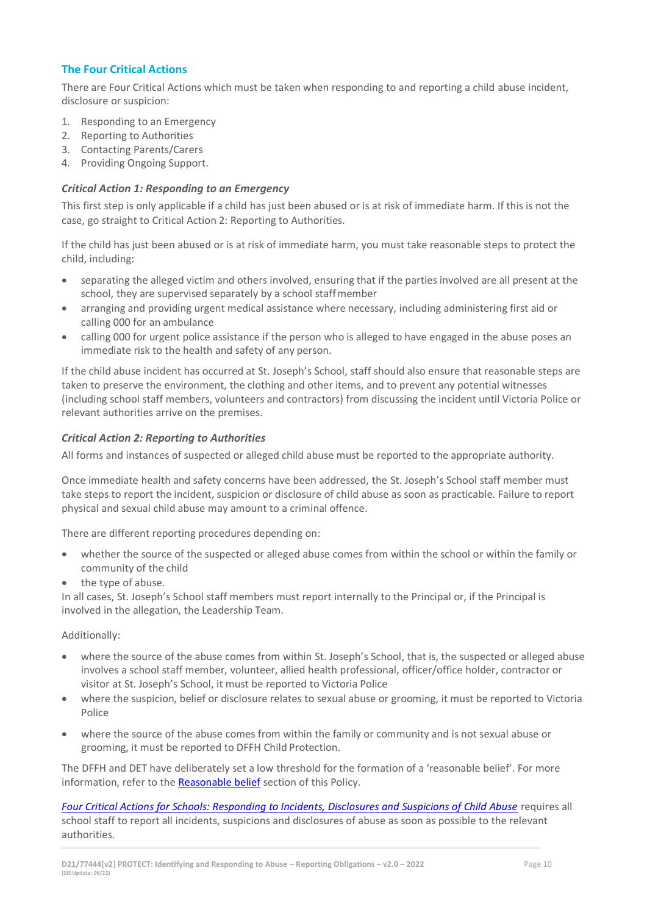## The Four Critical Actions

There are Four Critical Actions which must be taken when responding to and reporting a child abuse incident, disclosure or suspicion:

1. Responding to an Emergency
2. Reporting to Authorities
3. Contacting Parents/Carers
4. Providing Ongoing Support.

### *Critical Action 1: Responding to an Emergency*

This first step is only applicable if a child has just been abused or is at risk of immediate harm. If this is not the case, go straight to Critical Action 2: Reporting to Authorities.

If the child has just been abused or is at risk of immediate harm, you must take reasonable steps to protect the child, including:

- separating the alleged victim and others involved, ensuring that if the parties involved are all present at the school, they are supervised separately by a school staff member
- arranging and providing urgent medical assistance where necessary, including administering first aid or calling 000 for an ambulance
- calling 000 for urgent police assistance if the person who is alleged to have engaged in the abuse poses an immediate risk to the health and safety of any person.

If the child abuse incident has occurred at St. Joseph's School, staff should also ensure that reasonable steps are taken to preserve the environment, the clothing and other items, and to prevent any potential witnesses (including school staff members, volunteers and contractors) from discussing the incident until Victoria Police or relevant authorities arrive on the premises.

### *Critical Action 2: Reporting to Authorities*

All forms and instances of suspected or alleged child abuse must be reported to the appropriate authority.

Once immediate health and safety concerns have been addressed, the St. Joseph's School staff member must take steps to report the incident, suspicion or disclosure of child abuse as soon as practicable. Failure to report physical and sexual child abuse may amount to a criminal offence.

There are different reporting procedures depending on:

- whether the source of the suspected or alleged abuse comes from within the school or within the family or community of the child
- the type of abuse.

In all cases, St. Joseph's School staff members must report internally to the Principal or, if the Principal is involved in the allegation, the Leadership Team.

Additionally:

- where the source of the abuse comes from within St. Joseph's School, that is, the suspected or alleged abuse involves a school staff member, volunteer, allied health professional, officer/office holder, contractor or visitor at St. Joseph's School, it must be reported to Victoria Police
- where the suspicion, belief or disclosure relates to sexual abuse or grooming, it must be reported to Victoria Police
- where the source of the abuse comes from within the family or community and is not sexual abuse or grooming, it must be reported to DFFH Child Protection.

The DFFH and DET have deliberately set a low threshold for the formation of a 'reasonable belief'. For more information, refer to the Reasonable belief section of this Policy.

*Four Critical Actions for Schools: Responding to Incidents, Disclosures and Suspicions of Child Abuse* requires all school staff to report all incidents, suspicions and disclosures of abuse as soon as possible to the relevant authorities.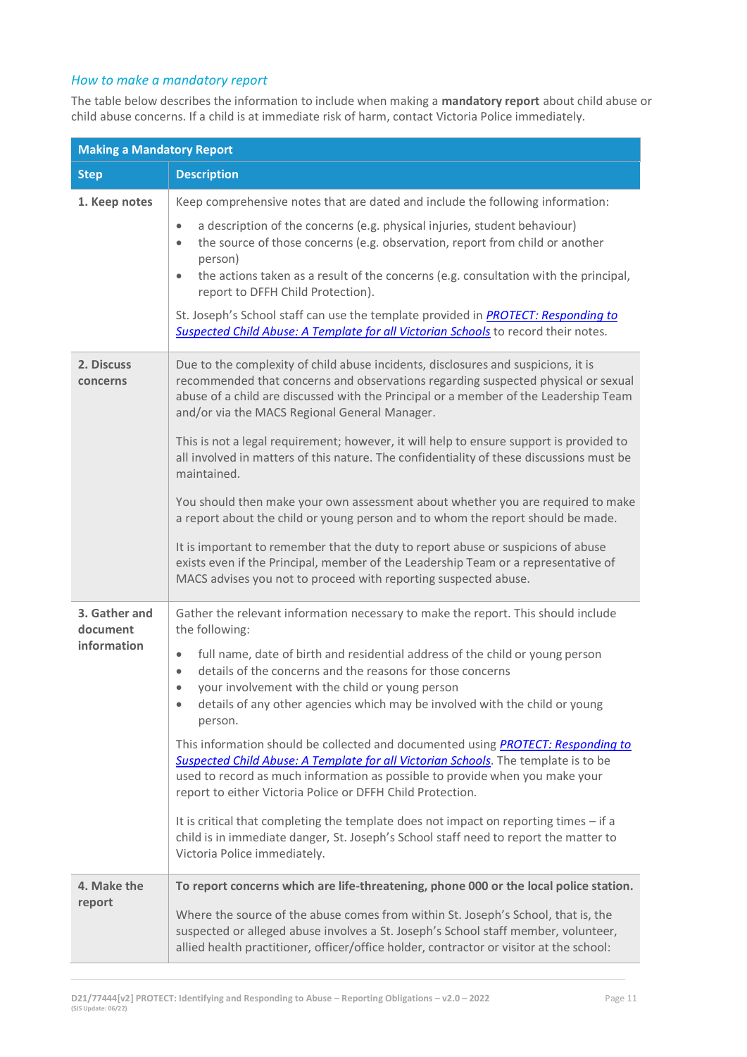### *How to make a mandatory report*

The table below describes the information to include when making a **mandatory report** about child abuse or child abuse concerns. If a child is at immediate risk of harm, contact Victoria Police immediately.

| **Making a Mandatory Report** | |
|---|---|
| **Step** | **Description** |
| **1. Keep notes** | Keep comprehensive notes that are dated and include the following information:<br>• a description of the concerns (e.g. physical injuries, student behaviour)<br>• the source of those concerns (e.g. observation, report from child or another person)<br>• the actions taken as a result of the concerns (e.g. consultation with the principal, report to DFFH Child Protection).<br><br>St. Joseph's School staff can use the template provided in *PROTECT: Responding to Suspected Child Abuse: A Template for all Victorian Schools* to record their notes. |
| **2. Discuss concerns** | Due to the complexity of child abuse incidents, disclosures and suspicions, it is recommended that concerns and observations regarding suspected physical or sexual abuse of a child are discussed with the Principal or a member of the Leadership Team and/or via the MACS Regional General Manager.<br><br>This is not a legal requirement; however, it will help to ensure support is provided to all involved in matters of this nature. The confidentiality of these discussions must be maintained.<br><br>You should then make your own assessment about whether you are required to make a report about the child or young person and to whom the report should be made.<br><br>It is important to remember that the duty to report abuse or suspicions of abuse exists even if the Principal, member of the Leadership Team or a representative of MACS advises you not to proceed with reporting suspected abuse. |
| **3. Gather and document information** | Gather the relevant information necessary to make the report. This should include the following:<br>• full name, date of birth and residential address of the child or young person<br>• details of the concerns and the reasons for those concerns<br>• your involvement with the child or young person<br>• details of any other agencies which may be involved with the child or young person.<br><br>This information should be collected and documented using *PROTECT: Responding to Suspected Child Abuse: A Template for all Victorian Schools*. The template is to be used to record as much information as possible to provide when you make your report to either Victoria Police or DFFH Child Protection.<br><br>It is critical that completing the template does not impact on reporting times – if a child is in immediate danger, St. Joseph's School staff need to report the matter to Victoria Police immediately. |
| **4. Make the report** | **To report concerns which are life-threatening, phone 000 or the local police station.**<br><br>Where the source of the abuse comes from within St. Joseph's School, that is, the suspected or alleged abuse involves a St. Joseph's School staff member, volunteer, allied health practitioner, officer/office holder, contractor or visitor at the school: |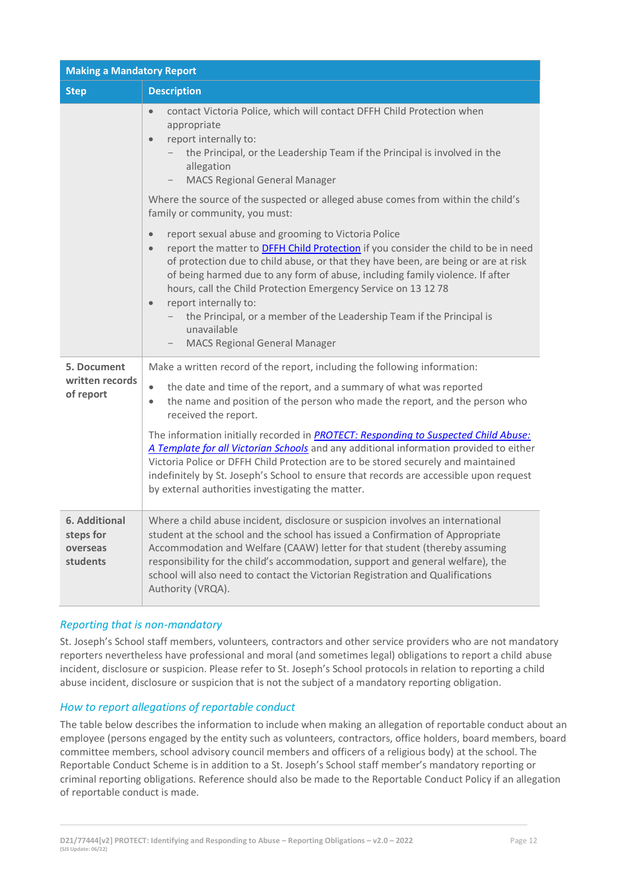| Making a Mandatory Report | |
|---|---|
| **Step** | **Description** |
| | • contact Victoria Police, which will contact DFFH Child Protection when appropriate<br>• report internally to:<br>  – the Principal, or the Leadership Team if the Principal is involved in the allegation<br>  – MACS Regional General Manager<br><br>Where the source of the suspected or alleged abuse comes from within the child's family or community, you must:<br><br>• report sexual abuse and grooming to Victoria Police<br>• report the matter to DFFH Child Protection if you consider the child to be in need of protection due to child abuse, or that they have been, are being or are at risk of being harmed due to any form of abuse, including family violence. If after hours, call the Child Protection Emergency Service on 13 12 78<br>• report internally to:<br>  – the Principal, or a member of the Leadership Team if the Principal is unavailable<br>  – MACS Regional General Manager |
| **5. Document written records of report** | Make a written record of the report, including the following information:<br><br>• the date and time of the report, and a summary of what was reported<br>• the name and position of the person who made the report, and the person who received the report.<br><br>The information initially recorded in *PROTECT: Responding to Suspected Child Abuse: A Template for all Victorian Schools* and any additional information provided to either Victoria Police or DFFH Child Protection are to be stored securely and maintained indefinitely by St. Joseph's School to ensure that records are accessible upon request by external authorities investigating the matter. |
| **6. Additional steps for overseas students** | Where a child abuse incident, disclosure or suspicion involves an international student at the school and the school has issued a Confirmation of Appropriate Accommodation and Welfare (CAAW) letter for that student (thereby assuming responsibility for the child's accommodation, support and general welfare), the school will also need to contact the Victorian Registration and Qualifications Authority (VRQA). |

### *Reporting that is non-mandatory*

St. Joseph's School staff members, volunteers, contractors and other service providers who are not mandatory reporters nevertheless have professional and moral (and sometimes legal) obligations to report a child abuse incident, disclosure or suspicion. Please refer to St. Joseph's School protocols in relation to reporting a child abuse incident, disclosure or suspicion that is not the subject of a mandatory reporting obligation.

### *How to report allegations of reportable conduct*

The table below describes the information to include when making an allegation of reportable conduct about an employee (persons engaged by the entity such as volunteers, contractors, office holders, board members, board committee members, school advisory council members and officers of a religious body) at the school. The Reportable Conduct Scheme is in addition to a St. Joseph's School staff member's mandatory reporting or criminal reporting obligations. Reference should also be made to the Reportable Conduct Policy if an allegation of reportable conduct is made.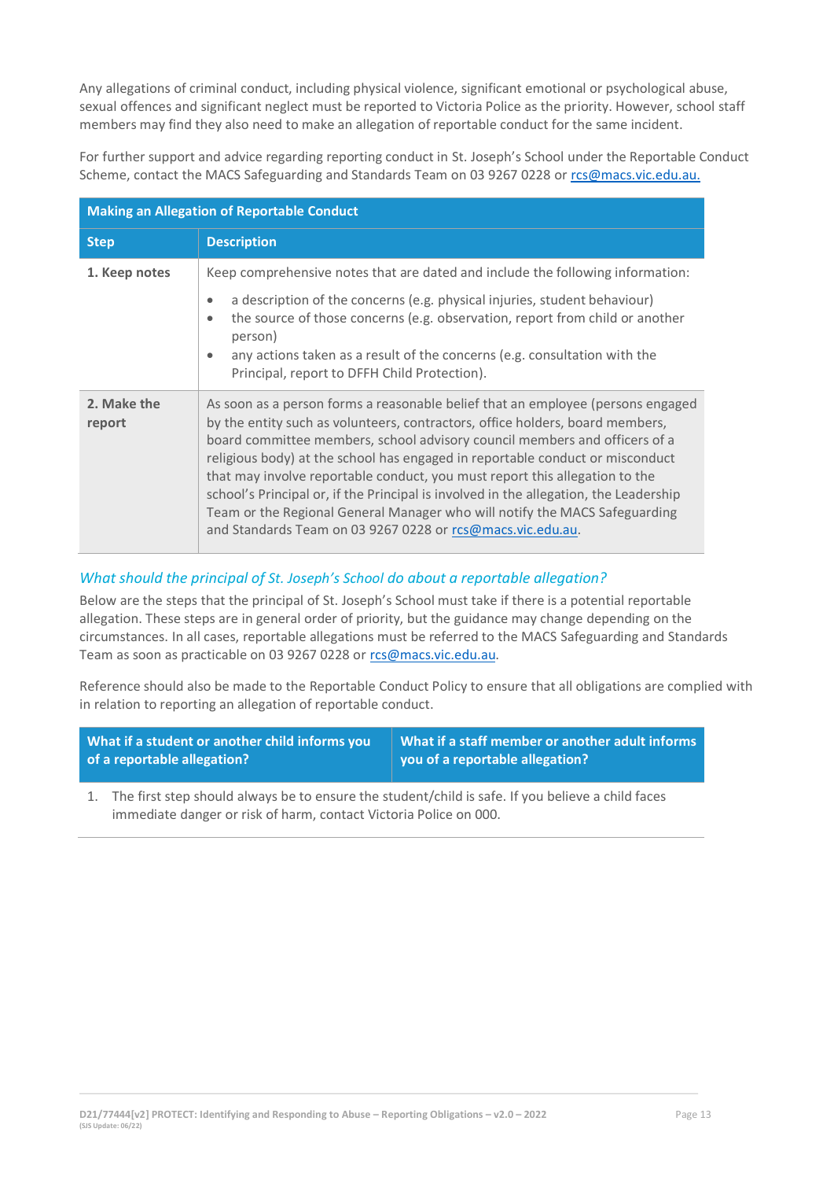Any allegations of criminal conduct, including physical violence, significant emotional or psychological abuse, sexual offences and significant neglect must be reported to Victoria Police as the priority. However, school staff members may find they also need to make an allegation of reportable conduct for the same incident.

For further support and advice regarding reporting conduct in St. Joseph's School under the Reportable Conduct Scheme, contact the MACS Safeguarding and Standards Team on 03 9267 0228 or rcs@macs.vic.edu.au.

| **Making an Allegation of Reportable Conduct** | |
|---|---|
| **Step** | **Description** |
| **1. Keep notes** | Keep comprehensive notes that are dated and include the following information:<br>• a description of the concerns (e.g. physical injuries, student behaviour)<br>• the source of those concerns (e.g. observation, report from child or another person)<br>• any actions taken as a result of the concerns (e.g. consultation with the Principal, report to DFFH Child Protection). |
| **2. Make the report** | As soon as a person forms a reasonable belief that an employee (persons engaged by the entity such as volunteers, contractors, office holders, board members, board committee members, school advisory council members and officers of a religious body) at the school has engaged in reportable conduct or misconduct that may involve reportable conduct, you must report this allegation to the school's Principal or, if the Principal is involved in the allegation, the Leadership Team or the Regional General Manager who will notify the MACS Safeguarding and Standards Team on 03 9267 0228 or rcs@macs.vic.edu.au. |

### *What should the principal of St. Joseph's School do about a reportable allegation?*

Below are the steps that the principal of St. Joseph's School must take if there is a potential reportable allegation. These steps are in general order of priority, but the guidance may change depending on the circumstances. In all cases, reportable allegations must be referred to the MACS Safeguarding and Standards Team as soon as practicable on 03 9267 0228 or rcs@macs.vic.edu.au.

Reference should also be made to the Reportable Conduct Policy to ensure that all obligations are complied with in relation to reporting an allegation of reportable conduct.

| **What if a student or another child informs you of a reportable allegation?** | **What if a staff member or another adult informs you of a reportable allegation?** |
|---|---|
| 1. The first step should always be to ensure the student/child is safe. If you believe a child faces immediate danger or risk of harm, contact Victoria Police on 000. | |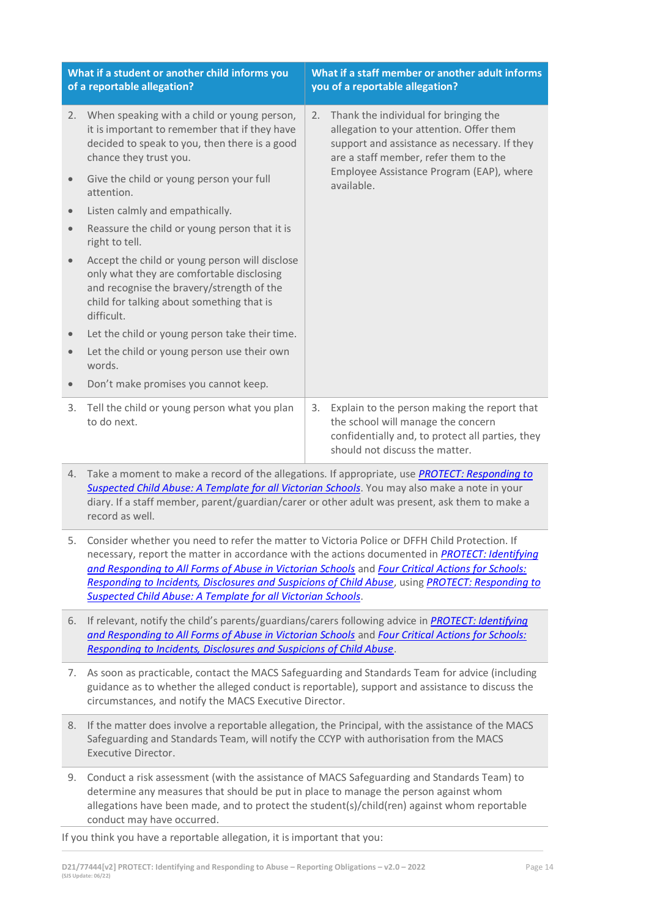| What if a student or another child informs you of a reportable allegation? | What if a staff member or another adult informs you of a reportable allegation? |
|---|---|
| 2. When speaking with a child or young person, it is important to remember that if they have decided to speak to you, then there is a good chance they trust you.<br>• Give the child or young person your full attention.<br>• Listen calmly and empathically.<br>• Reassure the child or young person that it is right to tell.<br>• Accept the child or young person will disclose only what they are comfortable disclosing and recognise the bravery/strength of the child for talking about something that is difficult.<br>• Let the child or young person take their time.<br>• Let the child or young person use their own words.<br>• Don't make promises you cannot keep. | 2. Thank the individual for bringing the allegation to your attention. Offer them support and assistance as necessary. If they are a staff member, refer them to the Employee Assistance Program (EAP), where available. |
| 3. Tell the child or young person what you plan to do next. | 3. Explain to the person making the report that the school will manage the concern confidentially and, to protect all parties, they should not discuss the matter. |
| 4. Take a moment to make a record of the allegations. If appropriate, use *PROTECT: Responding to Suspected Child Abuse: A Template for all Victorian Schools*. You may also make a note in your diary. If a staff member, parent/guardian/carer or other adult was present, ask them to make a record as well. | |
| 5. Consider whether you need to refer the matter to Victoria Police or DFFH Child Protection. If necessary, report the matter in accordance with the actions documented in *PROTECT: Identifying and Responding to All Forms of Abuse in Victorian Schools* and *Four Critical Actions for Schools: Responding to Incidents, Disclosures and Suspicions of Child Abuse*, using *PROTECT: Responding to Suspected Child Abuse: A Template for all Victorian Schools*. | |
| 6. If relevant, notify the child's parents/guardians/carers following advice in *PROTECT: Identifying and Responding to All Forms of Abuse in Victorian Schools* and *Four Critical Actions for Schools: Responding to Incidents, Disclosures and Suspicions of Child Abuse*. | |
| 7. As soon as practicable, contact the MACS Safeguarding and Standards Team for advice (including guidance as to whether the alleged conduct is reportable), support and assistance to discuss the circumstances, and notify the MACS Executive Director. | |
| 8. If the matter does involve a reportable allegation, the Principal, with the assistance of the MACS Safeguarding and Standards Team, will notify the CCYP with authorisation from the MACS Executive Director. | |
| 9. Conduct a risk assessment (with the assistance of MACS Safeguarding and Standards Team) to determine any measures that should be put in place to manage the person against whom allegations have been made, and to protect the student(s)/child(ren) against whom reportable conduct may have occurred. | |

If you think you have a reportable allegation, it is important that you: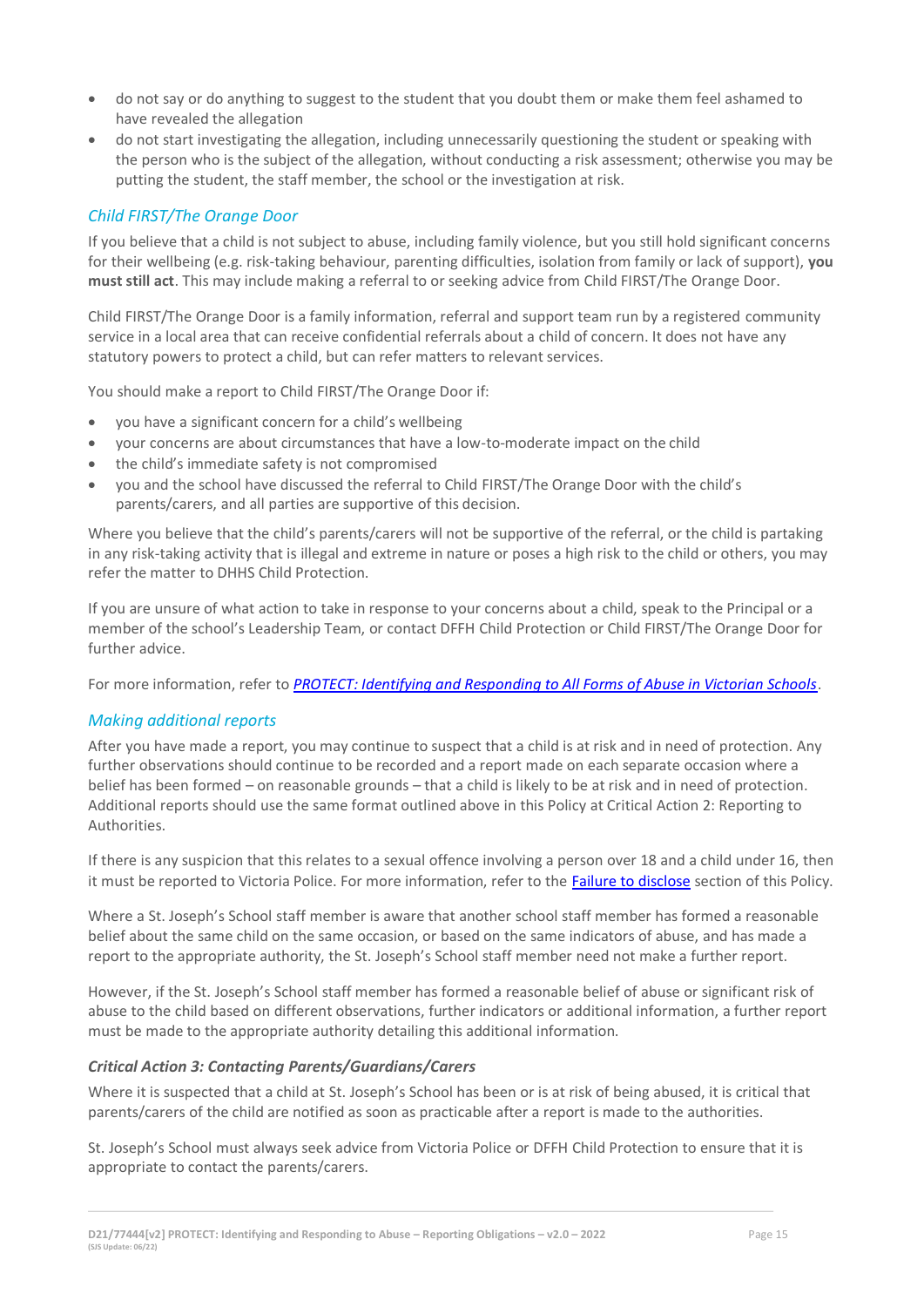- do not say or do anything to suggest to the student that you doubt them or make them feel ashamed to have revealed the allegation
- do not start investigating the allegation, including unnecessarily questioning the student or speaking with the person who is the subject of the allegation, without conducting a risk assessment; otherwise you may be putting the student, the staff member, the school or the investigation at risk.

### *Child FIRST/The Orange Door*

If you believe that a child is not subject to abuse, including family violence, but you still hold significant concerns for their wellbeing (e.g. risk-taking behaviour, parenting difficulties, isolation from family or lack of support), **you must still act**. This may include making a referral to or seeking advice from Child FIRST/The Orange Door.

Child FIRST/The Orange Door is a family information, referral and support team run by a registered community service in a local area that can receive confidential referrals about a child of concern. It does not have any statutory powers to protect a child, but can refer matters to relevant services.

You should make a report to Child FIRST/The Orange Door if:

- you have a significant concern for a child's wellbeing
- your concerns are about circumstances that have a low-to-moderate impact on the child
- the child's immediate safety is not compromised
- you and the school have discussed the referral to Child FIRST/The Orange Door with the child's parents/carers, and all parties are supportive of this decision.

Where you believe that the child's parents/carers will not be supportive of the referral, or the child is partaking in any risk-taking activity that is illegal and extreme in nature or poses a high risk to the child or others, you may refer the matter to DHHS Child Protection.

If you are unsure of what action to take in response to your concerns about a child, speak to the Principal or a member of the school's Leadership Team, or contact DFFH Child Protection or Child FIRST/The Orange Door for further advice.

For more information, refer to *PROTECT: Identifying and Responding to All Forms of Abuse in Victorian Schools*.

### *Making additional reports*

After you have made a report, you may continue to suspect that a child is at risk and in need of protection. Any further observations should continue to be recorded and a report made on each separate occasion where a belief has been formed – on reasonable grounds – that a child is likely to be at risk and in need of protection. Additional reports should use the same format outlined above in this Policy at Critical Action 2: Reporting to Authorities.

If there is any suspicion that this relates to a sexual offence involving a person over 18 and a child under 16, then it must be reported to Victoria Police. For more information, refer to the Failure to disclose section of this Policy.

Where a St. Joseph's School staff member is aware that another school staff member has formed a reasonable belief about the same child on the same occasion, or based on the same indicators of abuse, and has made a report to the appropriate authority, the St. Joseph's School staff member need not make a further report.

However, if the St. Joseph's School staff member has formed a reasonable belief of abuse or significant risk of abuse to the child based on different observations, further indicators or additional information, a further report must be made to the appropriate authority detailing this additional information.

#### ***Critical Action 3: Contacting Parents/Guardians/Carers***

Where it is suspected that a child at St. Joseph's School has been or is at risk of being abused, it is critical that parents/carers of the child are notified as soon as practicable after a report is made to the authorities.

St. Joseph's School must always seek advice from Victoria Police or DFFH Child Protection to ensure that it is appropriate to contact the parents/carers.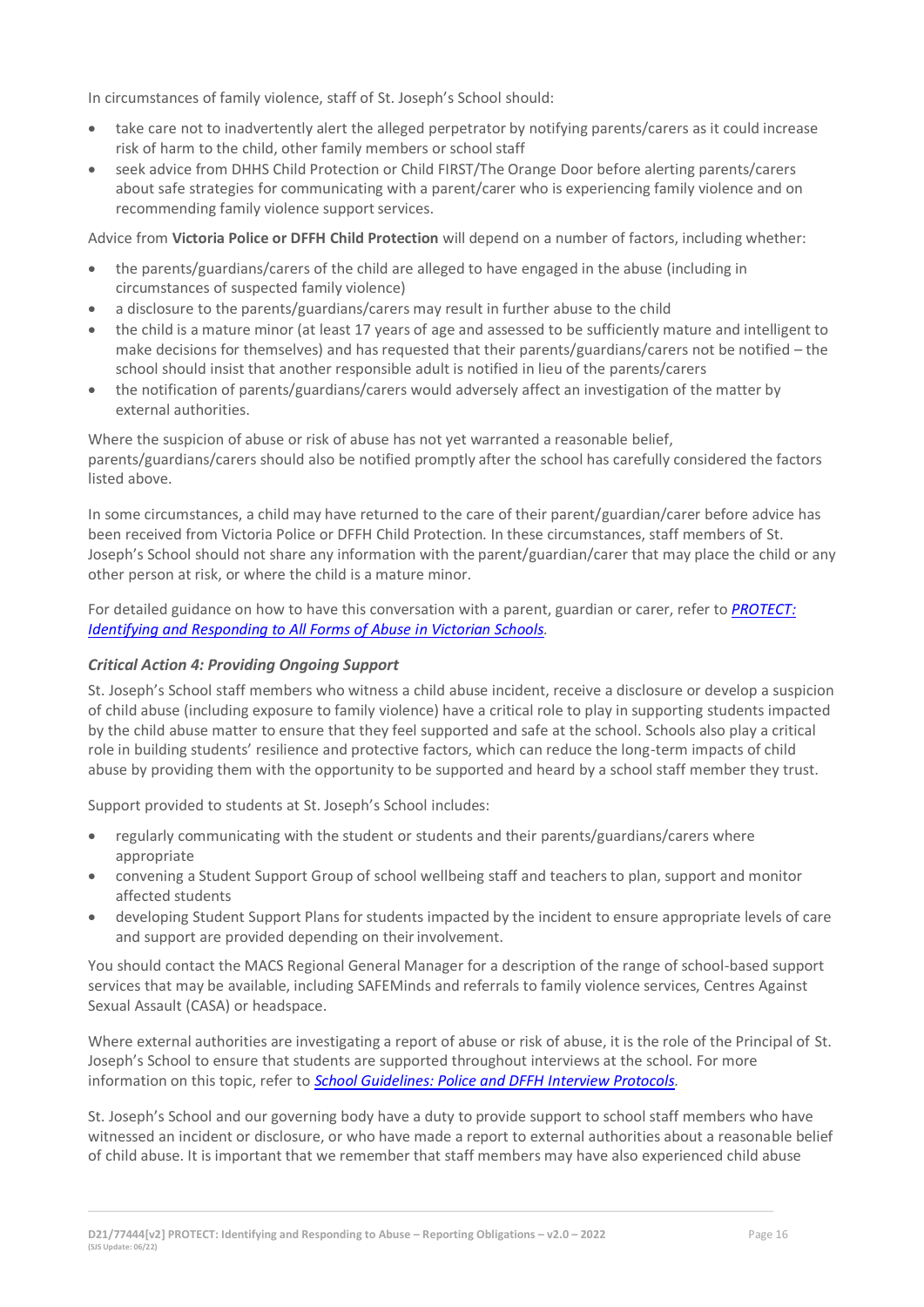In circumstances of family violence, staff of St. Joseph's School should:

- take care not to inadvertently alert the alleged perpetrator by notifying parents/carers as it could increase risk of harm to the child, other family members or school staff
- seek advice from DHHS Child Protection or Child FIRST/The Orange Door before alerting parents/carers about safe strategies for communicating with a parent/carer who is experiencing family violence and on recommending family violence support services.

Advice from **Victoria Police or DFFH Child Protection** will depend on a number of factors, including whether:

- the parents/guardians/carers of the child are alleged to have engaged in the abuse (including in circumstances of suspected family violence)
- a disclosure to the parents/guardians/carers may result in further abuse to the child
- the child is a mature minor (at least 17 years of age and assessed to be sufficiently mature and intelligent to make decisions for themselves) and has requested that their parents/guardians/carers not be notified – the school should insist that another responsible adult is notified in lieu of the parents/carers
- the notification of parents/guardians/carers would adversely affect an investigation of the matter by external authorities.

Where the suspicion of abuse or risk of abuse has not yet warranted a reasonable belief, parents/guardians/carers should also be notified promptly after the school has carefully considered the factors listed above.

In some circumstances, a child may have returned to the care of their parent/guardian/carer before advice has been received from Victoria Police or DFFH Child Protection. In these circumstances, staff members of St. Joseph's School should not share any information with the parent/guardian/carer that may place the child or any other person at risk, or where the child is a mature minor.

For detailed guidance on how to have this conversation with a parent, guardian or carer, refer to *PROTECT: Identifying and Responding to All Forms of Abuse in Victorian Schools*.

### *Critical Action 4: Providing Ongoing Support*

St. Joseph's School staff members who witness a child abuse incident, receive a disclosure or develop a suspicion of child abuse (including exposure to family violence) have a critical role to play in supporting students impacted by the child abuse matter to ensure that they feel supported and safe at the school. Schools also play a critical role in building students' resilience and protective factors, which can reduce the long-term impacts of child abuse by providing them with the opportunity to be supported and heard by a school staff member they trust.

Support provided to students at St. Joseph's School includes:

- regularly communicating with the student or students and their parents/guardians/carers where appropriate
- convening a Student Support Group of school wellbeing staff and teachers to plan, support and monitor affected students
- developing Student Support Plans for students impacted by the incident to ensure appropriate levels of care and support are provided depending on their involvement.

You should contact the MACS Regional General Manager for a description of the range of school-based support services that may be available, including SAFEMinds and referrals to family violence services, Centres Against Sexual Assault (CASA) or headspace.

Where external authorities are investigating a report of abuse or risk of abuse, it is the role of the Principal of St. Joseph's School to ensure that students are supported throughout interviews at the school. For more information on this topic, refer to *School Guidelines: Police and DFFH Interview Protocols*.

St. Joseph's School and our governing body have a duty to provide support to school staff members who have witnessed an incident or disclosure, or who have made a report to external authorities about a reasonable belief of child abuse. It is important that we remember that staff members may have also experienced child abuse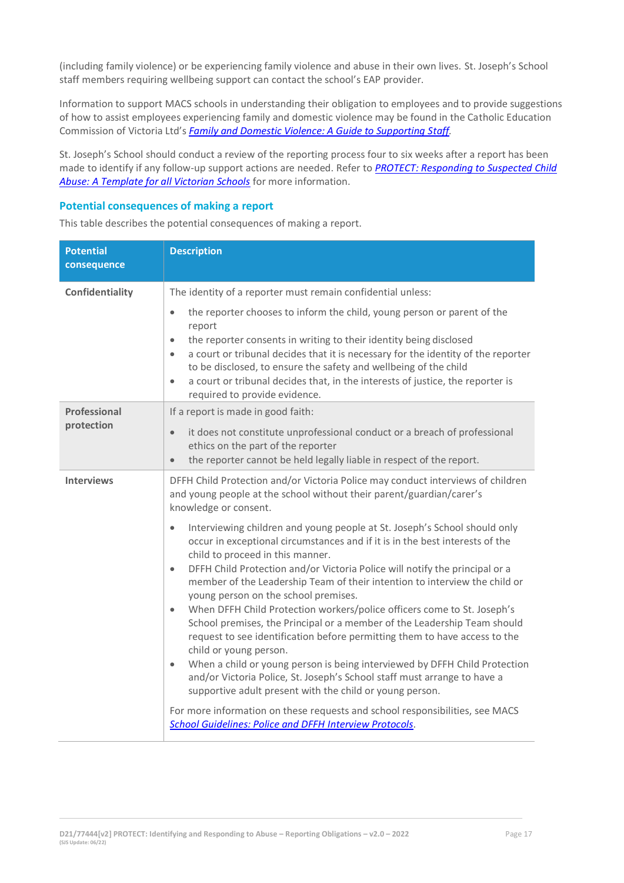(including family violence) or be experiencing family violence and abuse in their own lives. St. Joseph's School staff members requiring wellbeing support can contact the school's EAP provider.

Information to support MACS schools in understanding their obligation to employees and to provide suggestions of how to assist employees experiencing family and domestic violence may be found in the Catholic Education Commission of Victoria Ltd's *Family and Domestic Violence: A Guide to Supporting Staff*.

St. Joseph's School should conduct a review of the reporting process four to six weeks after a report has been made to identify if any follow-up support actions are needed. Refer to *PROTECT: Responding to Suspected Child Abuse: A Template for all Victorian Schools* for more information.

### Potential consequences of making a report

This table describes the potential consequences of making a report.

| Potential consequence | Description |
|---|---|
| **Confidentiality** | The identity of a reporter must remain confidential unless:<br>• the reporter chooses to inform the child, young person or parent of the report<br>• the reporter consents in writing to their identity being disclosed<br>• a court or tribunal decides that it is necessary for the identity of the reporter to be disclosed, to ensure the safety and wellbeing of the child<br>• a court or tribunal decides that, in the interests of justice, the reporter is required to provide evidence. |
| **Professional protection** | If a report is made in good faith:<br>• it does not constitute unprofessional conduct or a breach of professional ethics on the part of the reporter<br>• the reporter cannot be held legally liable in respect of the report. |
| **Interviews** | DFFH Child Protection and/or Victoria Police may conduct interviews of children and young people at the school without their parent/guardian/carer's knowledge or consent.<br>• Interviewing children and young people at St. Joseph's School should only occur in exceptional circumstances and if it is in the best interests of the child to proceed in this manner.<br>• DFFH Child Protection and/or Victoria Police will notify the principal or a member of the Leadership Team of their intention to interview the child or young person on the school premises.<br>• When DFFH Child Protection workers/police officers come to St. Joseph's School premises, the Principal or a member of the Leadership Team should request to see identification before permitting them to have access to the child or young person.<br>• When a child or young person is being interviewed by DFFH Child Protection and/or Victoria Police, St. Joseph's School staff must arrange to have a supportive adult present with the child or young person.<br>For more information on these requests and school responsibilities, see MACS *School Guidelines: Police and DFFH Interview Protocols*. |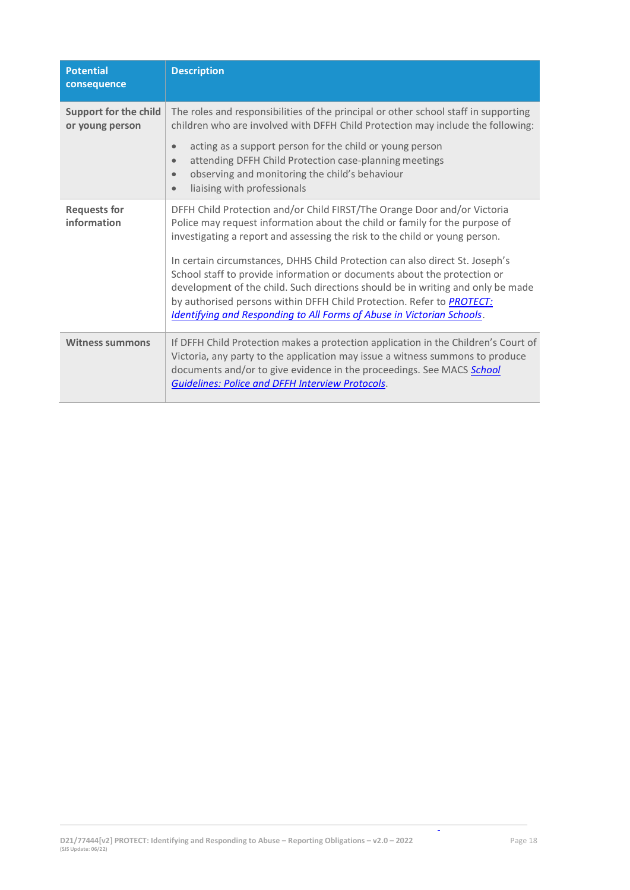| Potential consequence | Description |
|---|---|
| **Support for the child or young person** | The roles and responsibilities of the principal or other school staff in supporting children who are involved with DFFH Child Protection may include the following:<br>• acting as a support person for the child or young person<br>• attending DFFH Child Protection case-planning meetings<br>• observing and monitoring the child's behaviour<br>• liaising with professionals |
| **Requests for information** | DFFH Child Protection and/or Child FIRST/The Orange Door and/or Victoria Police may request information about the child or family for the purpose of investigating a report and assessing the risk to the child or young person.<br><br>In certain circumstances, DHHS Child Protection can also direct St. Joseph's School staff to provide information or documents about the protection or development of the child. Such directions should be in writing and only be made by authorised persons within DFFH Child Protection. Refer to *PROTECT: Identifying and Responding to All Forms of Abuse in Victorian Schools*. |
| **Witness summons** | If DFFH Child Protection makes a protection application in the Children's Court of Victoria, any party to the application may issue a witness summons to produce documents and/or to give evidence in the proceedings. See MACS *School Guidelines: Police and DFFH Interview Protocols*. |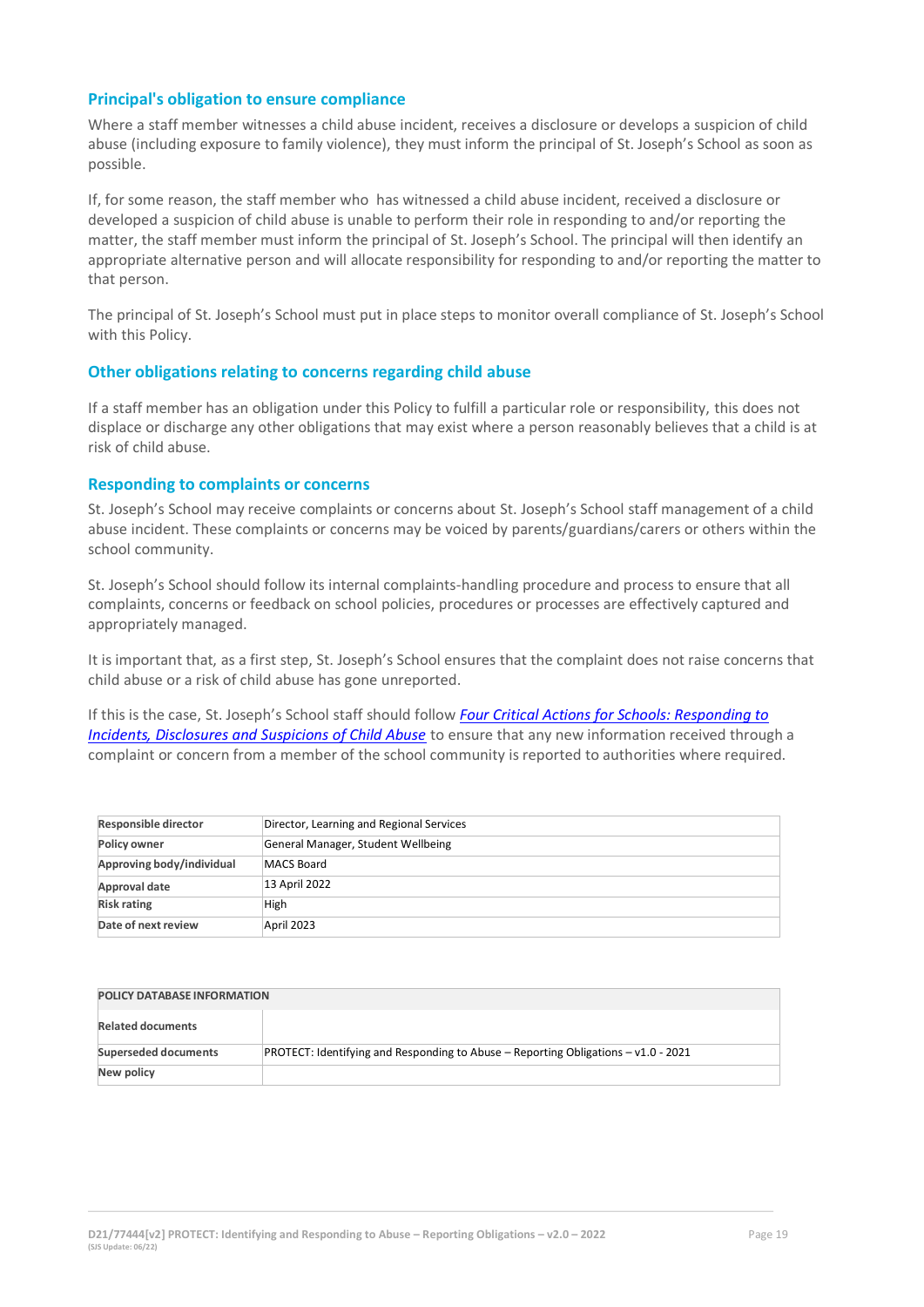### Principal's obligation to ensure compliance

Where a staff member witnesses a child abuse incident, receives a disclosure or develops a suspicion of child abuse (including exposure to family violence), they must inform the principal of St. Joseph's School as soon as possible.

If, for some reason, the staff member who has witnessed a child abuse incident, received a disclosure or developed a suspicion of child abuse is unable to perform their role in responding to and/or reporting the matter, the staff member must inform the principal of St. Joseph's School. The principal will then identify an appropriate alternative person and will allocate responsibility for responding to and/or reporting the matter to that person.

The principal of St. Joseph's School must put in place steps to monitor overall compliance of St. Joseph's School with this Policy.

### Other obligations relating to concerns regarding child abuse

If a staff member has an obligation under this Policy to fulfill a particular role or responsibility, this does not displace or discharge any other obligations that may exist where a person reasonably believes that a child is at risk of child abuse.

### Responding to complaints or concerns

St. Joseph's School may receive complaints or concerns about St. Joseph's School staff management of a child abuse incident. These complaints or concerns may be voiced by parents/guardians/carers or others within the school community.

St. Joseph's School should follow its internal complaints-handling procedure and process to ensure that all complaints, concerns or feedback on school policies, procedures or processes are effectively captured and appropriately managed.

It is important that, as a first step, St. Joseph's School ensures that the complaint does not raise concerns that child abuse or a risk of child abuse has gone unreported.

If this is the case, St. Joseph's School staff should follow *Four Critical Actions for Schools: Responding to Incidents, Disclosures and Suspicions of Child Abuse* to ensure that any new information received through a complaint or concern from a member of the school community is reported to authorities where required.

| | |
|---|---|
| **Responsible director** | Director, Learning and Regional Services |
| **Policy owner** | General Manager, Student Wellbeing |
| **Approving body/individual** | MACS Board |
| **Approval date** | 13 April 2022 |
| **Risk rating** | High |
| **Date of next review** | April 2023 |

| **POLICY DATABASE INFORMATION** | |
|---|---|
| **Related documents** | |
| **Superseded documents** | PROTECT: Identifying and Responding to Abuse – Reporting Obligations – v1.0 - 2021 |
| **New policy** | |